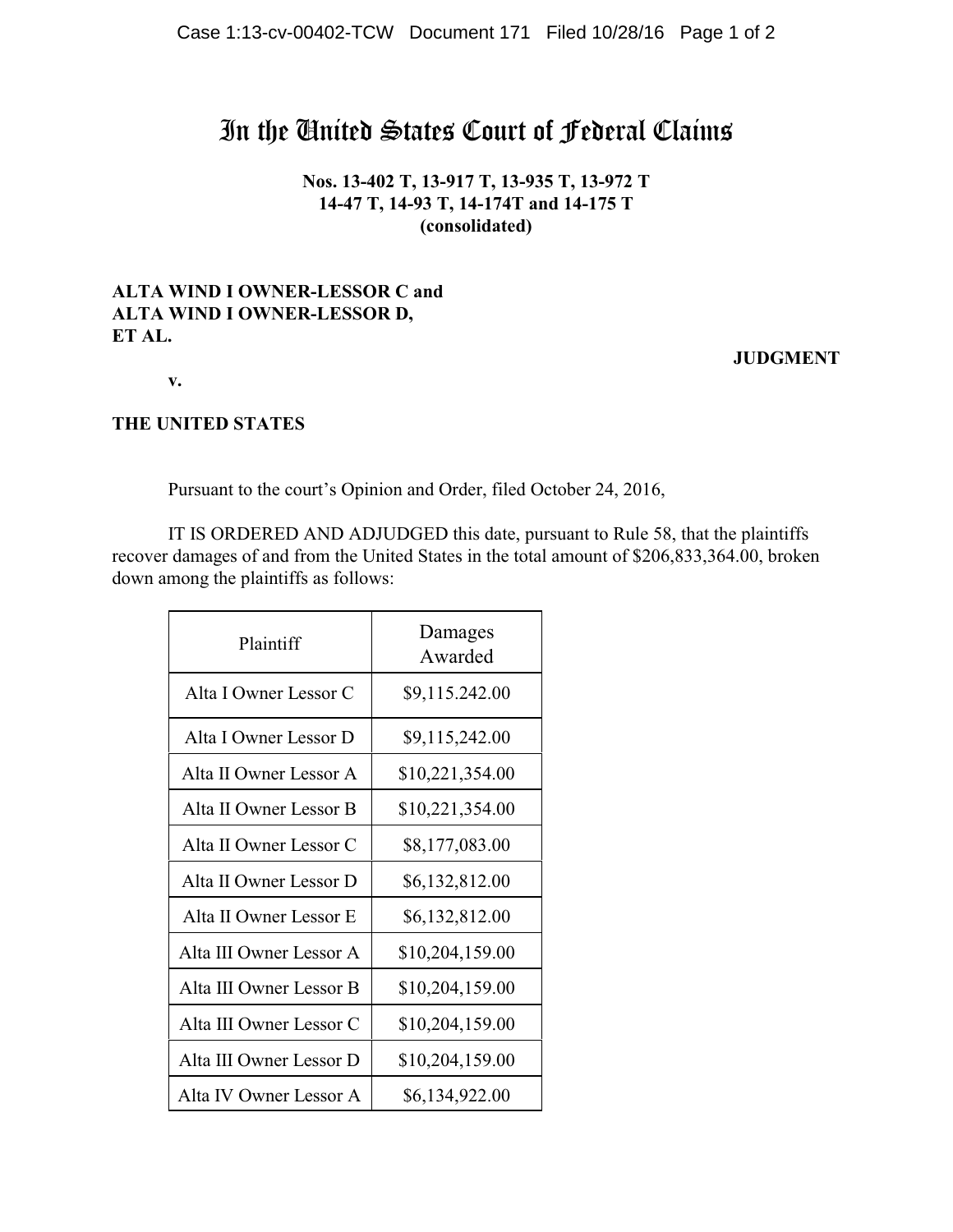# In the United States Court of Federal Claims

**Nos. 13-402 T, 13-917 T, 13-935 T, 13-972 T**
**14-47 T, 14-93 T, 14-174T and 14-175 T**
**(consolidated)**

**ALTA WIND I OWNER-LESSOR C and**
**ALTA WIND I OWNER-LESSOR D,**
**ET AL.**

**JUDGMENT**

**v.**

**THE UNITED STATES**

Pursuant to the court's Opinion and Order, filed October 24, 2016,

IT IS ORDERED AND ADJUDGED this date, pursuant to Rule 58, that the plaintiffs recover damages of and from the United States in the total amount of $206,833,364.00, broken down among the plaintiffs as follows:

| Plaintiff | Damages Awarded |
|---|---|
| Alta I Owner Lessor C | $9,115.242.00 |
| Alta I Owner Lessor D | $9,115,242.00 |
| Alta II Owner Lessor A | $10,221,354.00 |
| Alta II Owner Lessor B | $10,221,354.00 |
| Alta II Owner Lessor C | $8,177,083.00 |
| Alta II Owner Lessor D | $6,132,812.00 |
| Alta II Owner Lessor E | $6,132,812.00 |
| Alta III Owner Lessor A | $10,204,159.00 |
| Alta III Owner Lessor B | $10,204,159.00 |
| Alta III Owner Lessor C | $10,204,159.00 |
| Alta III Owner Lessor D | $10,204,159.00 |
| Alta IV Owner Lessor A | $6,134,922.00 |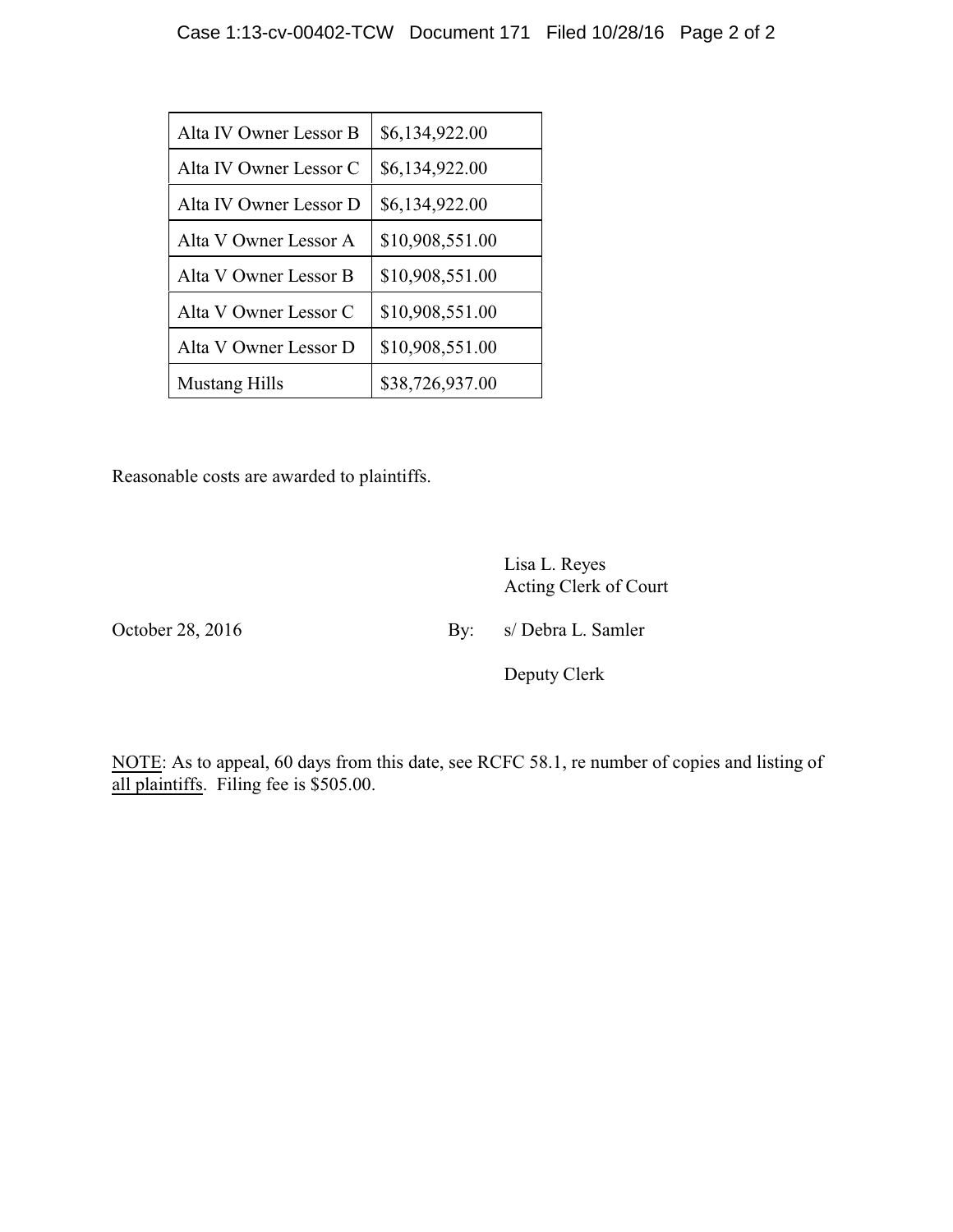| | |
|---|---|
| Alta IV Owner Lessor B | $6,134,922.00 |
| Alta IV Owner Lessor C | $6,134,922.00 |
| Alta IV Owner Lessor D | $6,134,922.00 |
| Alta V Owner Lessor A | $10,908,551.00 |
| Alta V Owner Lessor B | $10,908,551.00 |
| Alta V Owner Lessor C | $10,908,551.00 |
| Alta V Owner Lessor D | $10,908,551.00 |
| Mustang Hills | $38,726,937.00 |

Reasonable costs are awarded to plaintiffs.

Lisa L. Reyes
Acting Clerk of Court

October 28, 2016 By: s/ Debra L. Samler

Deputy Clerk

NOTE: As to appeal, 60 days from this date, see RCFC 58.1, re number of copies and listing of all plaintiffs. Filing fee is $505.00.